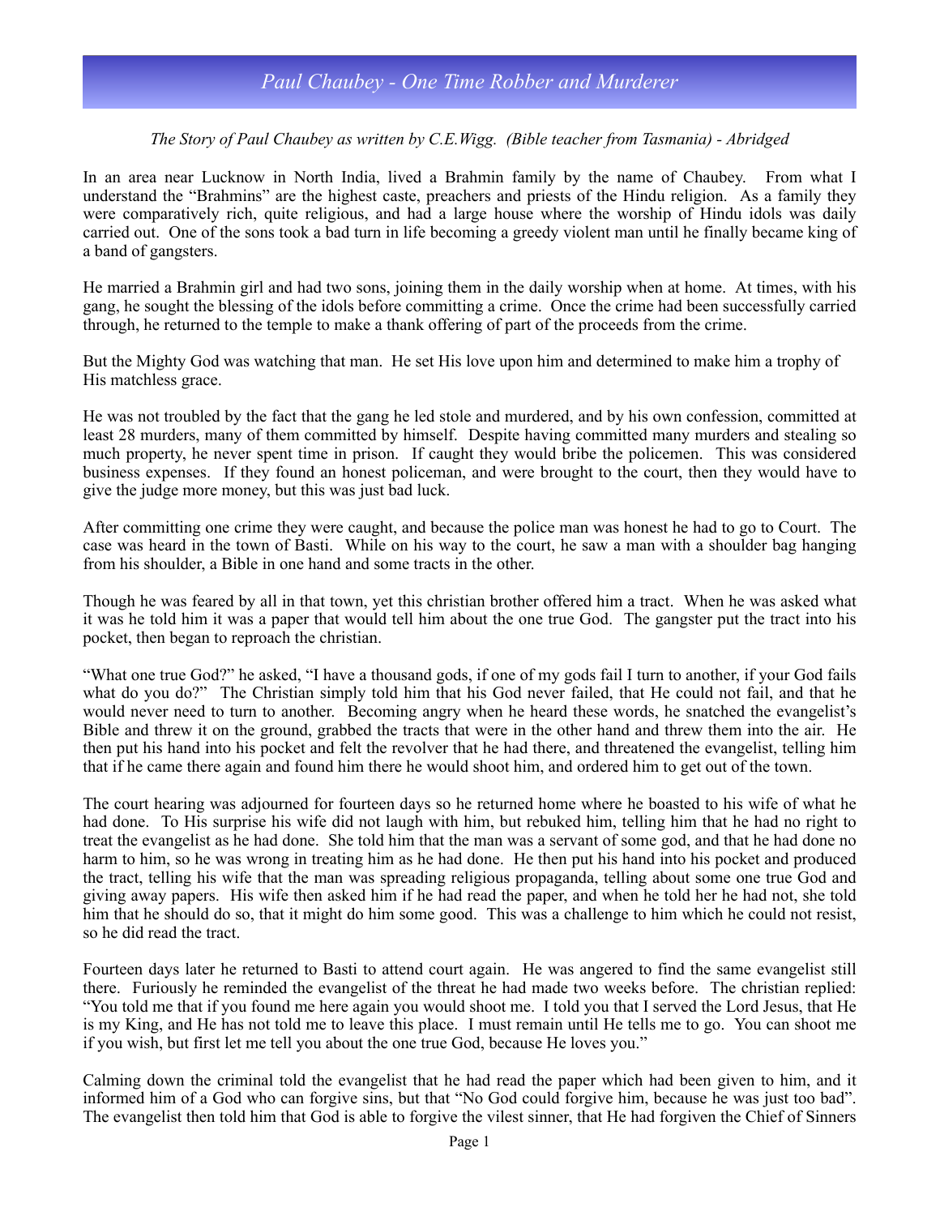# *Paul Chaubey - One Time Robber and Murderer*

*The Story of Paul Chaubey as written by C.E.Wigg. (Bible teacher from Tasmania) - Abridged*

In an area near Lucknow in North India, lived a Brahmin family by the name of Chaubey. From what I understand the "Brahmins" are the highest caste, preachers and priests of the Hindu religion. As a family they were comparatively rich, quite religious, and had a large house where the worship of Hindu idols was daily carried out. One of the sons took a bad turn in life becoming a greedy violent man until he finally became king of a band of gangsters.

He married a Brahmin girl and had two sons, joining them in the daily worship when at home. At times, with his gang, he sought the blessing of the idols before committing a crime. Once the crime had been successfully carried through, he returned to the temple to make a thank offering of part of the proceeds from the crime.

But the Mighty God was watching that man. He set His love upon him and determined to make him a trophy of His matchless grace.

He was not troubled by the fact that the gang he led stole and murdered, and by his own confession, committed at least 28 murders, many of them committed by himself. Despite having committed many murders and stealing so much property, he never spent time in prison. If caught they would bribe the policemen. This was considered business expenses. If they found an honest policeman, and were brought to the court, then they would have to give the judge more money, but this was just bad luck.

After committing one crime they were caught, and because the police man was honest he had to go to Court. The case was heard in the town of Basti. While on his way to the court, he saw a man with a shoulder bag hanging from his shoulder, a Bible in one hand and some tracts in the other.

Though he was feared by all in that town, yet this christian brother offered him a tract. When he was asked what it was he told him it was a paper that would tell him about the one true God. The gangster put the tract into his pocket, then began to reproach the christian.

"What one true God?" he asked, "I have a thousand gods, if one of my gods fail I turn to another, if your God fails what do you do?" The Christian simply told him that his God never failed, that He could not fail, and that he would never need to turn to another. Becoming angry when he heard these words, he snatched the evangelist's Bible and threw it on the ground, grabbed the tracts that were in the other hand and threw them into the air. He then put his hand into his pocket and felt the revolver that he had there, and threatened the evangelist, telling him that if he came there again and found him there he would shoot him, and ordered him to get out of the town.

The court hearing was adjourned for fourteen days so he returned home where he boasted to his wife of what he had done. To His surprise his wife did not laugh with him, but rebuked him, telling him that he had no right to treat the evangelist as he had done. She told him that the man was a servant of some god, and that he had done no harm to him, so he was wrong in treating him as he had done. He then put his hand into his pocket and produced the tract, telling his wife that the man was spreading religious propaganda, telling about some one true God and giving away papers. His wife then asked him if he had read the paper, and when he told her he had not, she told him that he should do so, that it might do him some good. This was a challenge to him which he could not resist, so he did read the tract.

Fourteen days later he returned to Basti to attend court again. He was angered to find the same evangelist still there. Furiously he reminded the evangelist of the threat he had made two weeks before. The christian replied: "You told me that if you found me here again you would shoot me. I told you that I served the Lord Jesus, that He is my King, and He has not told me to leave this place. I must remain until He tells me to go. You can shoot me if you wish, but first let me tell you about the one true God, because He loves you."

Calming down the criminal told the evangelist that he had read the paper which had been given to him, and it informed him of a God who can forgive sins, but that "No God could forgive him, because he was just too bad". The evangelist then told him that God is able to forgive the vilest sinner, that He had forgiven the Chief of Sinners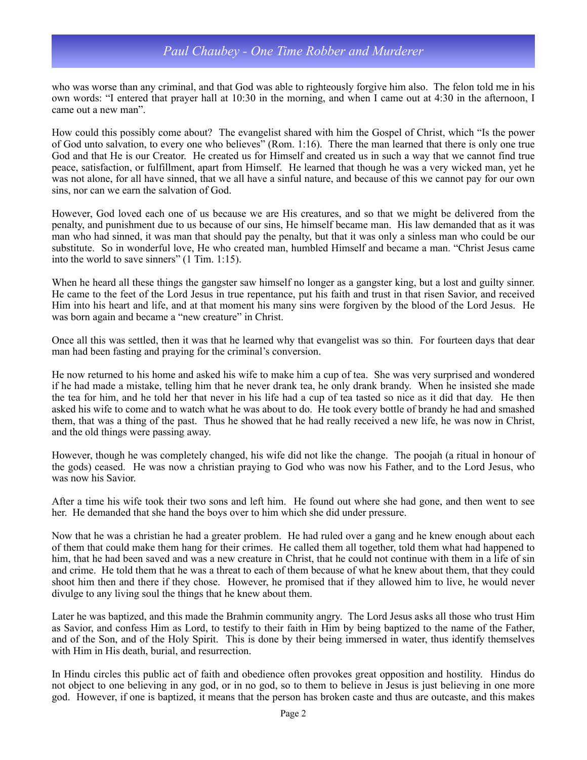who was worse than any criminal, and that God was able to righteously forgive him also. The felon told me in his own words: "I entered that prayer hall at 10:30 in the morning, and when I came out at 4:30 in the afternoon, I came out a new man".

How could this possibly come about? The evangelist shared with him the Gospel of Christ, which "Is the power of God unto salvation, to every one who believes" (Rom. 1:16). There the man learned that there is only one true God and that He is our Creator. He created us for Himself and created us in such a way that we cannot find true peace, satisfaction, or fulfillment, apart from Himself. He learned that though he was a very wicked man, yet he was not alone, for all have sinned, that we all have a sinful nature, and because of this we cannot pay for our own sins, nor can we earn the salvation of God.

However, God loved each one of us because we are His creatures, and so that we might be delivered from the penalty, and punishment due to us because of our sins, He himself became man. His law demanded that as it was man who had sinned, it was man that should pay the penalty, but that it was only a sinless man who could be our substitute. So in wonderful love, He who created man, humbled Himself and became a man. "Christ Jesus came into the world to save sinners" (1 Tim. 1:15).

When he heard all these things the gangster saw himself no longer as a gangster king, but a lost and guilty sinner. He came to the feet of the Lord Jesus in true repentance, put his faith and trust in that risen Savior, and received Him into his heart and life, and at that moment his many sins were forgiven by the blood of the Lord Jesus. He was born again and became a "new creature" in Christ.

Once all this was settled, then it was that he learned why that evangelist was so thin. For fourteen days that dear man had been fasting and praying for the criminal's conversion.

He now returned to his home and asked his wife to make him a cup of tea. She was very surprised and wondered if he had made a mistake, telling him that he never drank tea, he only drank brandy. When he insisted she made the tea for him, and he told her that never in his life had a cup of tea tasted so nice as it did that day. He then asked his wife to come and to watch what he was about to do. He took every bottle of brandy he had and smashed them, that was a thing of the past. Thus he showed that he had really received a new life, he was now in Christ, and the old things were passing away.

However, though he was completely changed, his wife did not like the change. The poojah (a ritual in honour of the gods) ceased. He was now a christian praying to God who was now his Father, and to the Lord Jesus, who was now his Savior.

After a time his wife took their two sons and left him. He found out where she had gone, and then went to see her. He demanded that she hand the boys over to him which she did under pressure.

Now that he was a christian he had a greater problem. He had ruled over a gang and he knew enough about each of them that could make them hang for their crimes. He called them all together, told them what had happened to him, that he had been saved and was a new creature in Christ, that he could not continue with them in a life of sin and crime. He told them that he was a threat to each of them because of what he knew about them, that they could shoot him then and there if they chose. However, he promised that if they allowed him to live, he would never divulge to any living soul the things that he knew about them.

Later he was baptized, and this made the Brahmin community angry. The Lord Jesus asks all those who trust Him as Savior, and confess Him as Lord, to testify to their faith in Him by being baptized to the name of the Father, and of the Son, and of the Holy Spirit. This is done by their being immersed in water, thus identify themselves with Him in His death, burial, and resurrection.

In Hindu circles this public act of faith and obedience often provokes great opposition and hostility. Hindus do not object to one believing in any god, or in no god, so to them to believe in Jesus is just believing in one more god. However, if one is baptized, it means that the person has broken caste and thus are outcaste, and this makes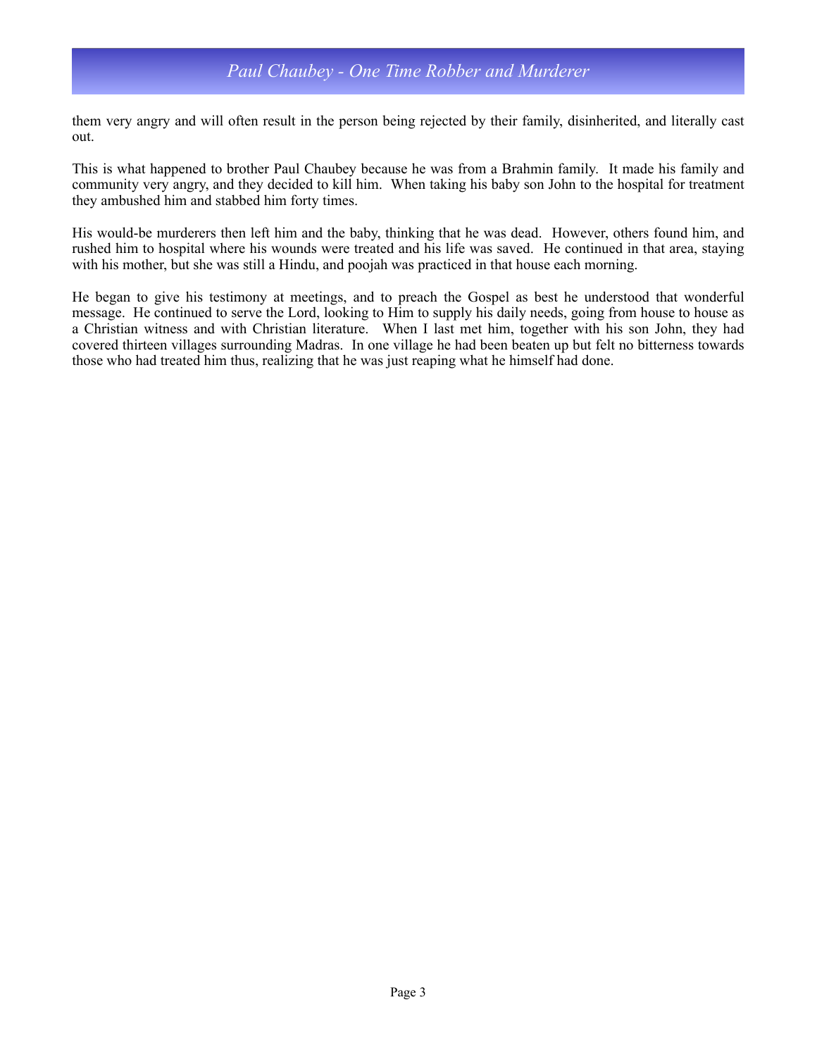them very angry and will often result in the person being rejected by their family, disinherited, and literally cast out.

This is what happened to brother Paul Chaubey because he was from a Brahmin family. It made his family and community very angry, and they decided to kill him. When taking his baby son John to the hospital for treatment they ambushed him and stabbed him forty times.

His would-be murderers then left him and the baby, thinking that he was dead. However, others found him, and rushed him to hospital where his wounds were treated and his life was saved. He continued in that area, staying with his mother, but she was still a Hindu, and poojah was practiced in that house each morning.

He began to give his testimony at meetings, and to preach the Gospel as best he understood that wonderful message. He continued to serve the Lord, looking to Him to supply his daily needs, going from house to house as a Christian witness and with Christian literature. When I last met him, together with his son John, they had covered thirteen villages surrounding Madras. In one village he had been beaten up but felt no bitterness towards those who had treated him thus, realizing that he was just reaping what he himself had done.